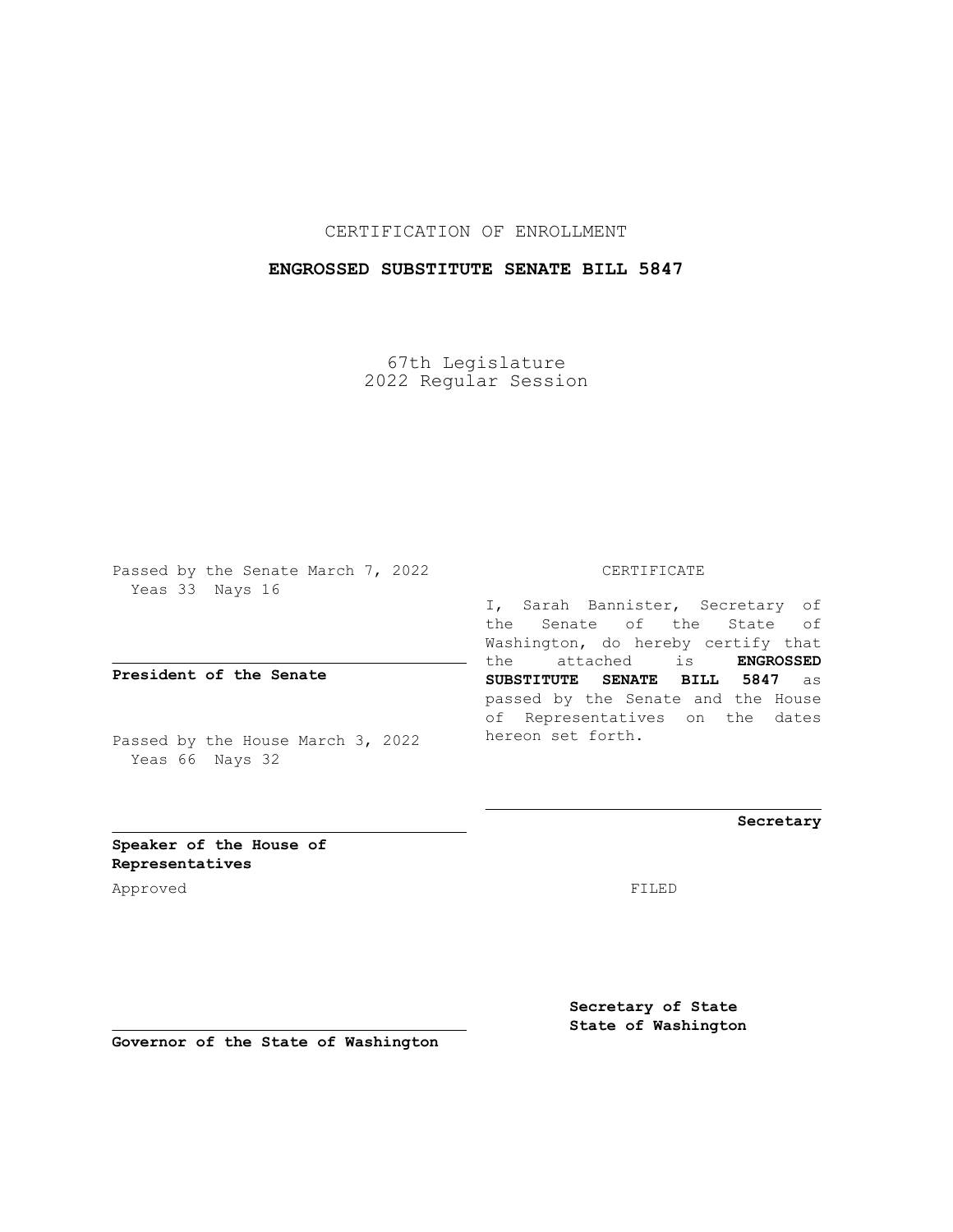CERTIFICATION OF ENROLLMENT

**ENGROSSED SUBSTITUTE SENATE BILL 5847**

67th Legislature
2022 Regular Session

Passed by the Senate March 7, 2022
Yeas 33 Nays 16

**President of the Senate**

Passed by the House March 3, 2022
Yeas 66 Nays 32

**Speaker of the House of Representatives**

Approved

**Governor of the State of Washington**

CERTIFICATE

I, Sarah Bannister, Secretary of the Senate of the State of Washington, do hereby certify that the attached is **ENGROSSED SUBSTITUTE SENATE BILL 5847** as passed by the Senate and the House of Representatives on the dates hereon set forth.

**Secretary**

FILED

**Secretary of State**
**State of Washington**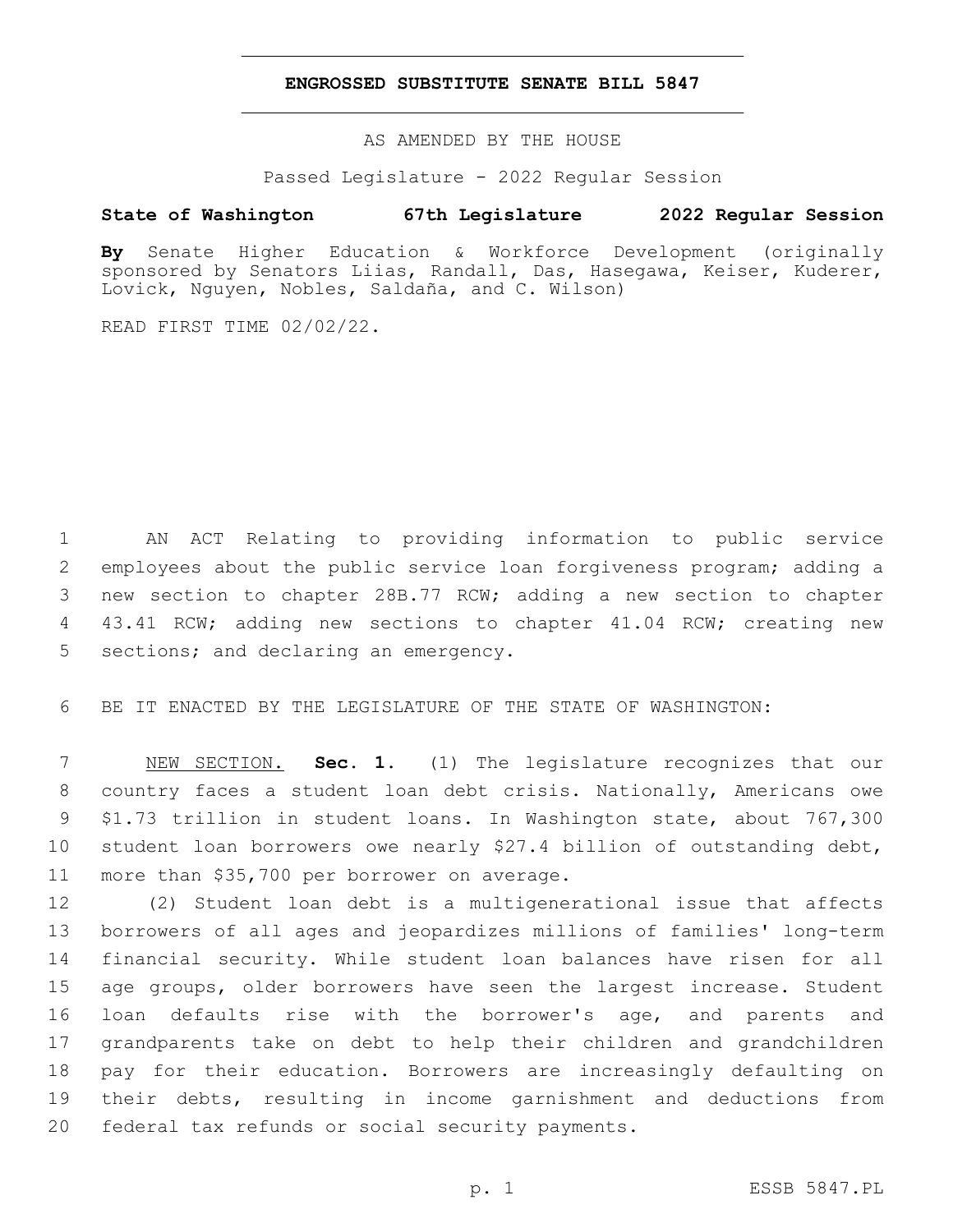# ENGROSSED SUBSTITUTE SENATE BILL 5847

AS AMENDED BY THE HOUSE

Passed Legislature - 2022 Regular Session

**State of Washington 67th Legislature 2022 Regular Session**

**By** Senate Higher Education & Workforce Development (originally sponsored by Senators Liias, Randall, Das, Hasegawa, Keiser, Kuderer, Lovick, Nguyen, Nobles, Saldaña, and C. Wilson)

READ FIRST TIME 02/02/22.

AN ACT Relating to providing information to public service employees about the public service loan forgiveness program; adding a new section to chapter 28B.77 RCW; adding a new section to chapter 43.41 RCW; adding new sections to chapter 41.04 RCW; creating new sections; and declaring an emergency.

BE IT ENACTED BY THE LEGISLATURE OF THE STATE OF WASHINGTON:

NEW SECTION. **Sec. 1.** (1) The legislature recognizes that our country faces a student loan debt crisis. Nationally, Americans owe $1.73 trillion in student loans. In Washington state, about 767,300 student loan borrowers owe nearly $27.4 billion of outstanding debt, more than $35,700 per borrower on average.

(2) Student loan debt is a multigenerational issue that affects borrowers of all ages and jeopardizes millions of families' long-term financial security. While student loan balances have risen for all age groups, older borrowers have seen the largest increase. Student loan defaults rise with the borrower's age, and parents and grandparents take on debt to help their children and grandchildren pay for their education. Borrowers are increasingly defaulting on their debts, resulting in income garnishment and deductions from federal tax refunds or social security payments.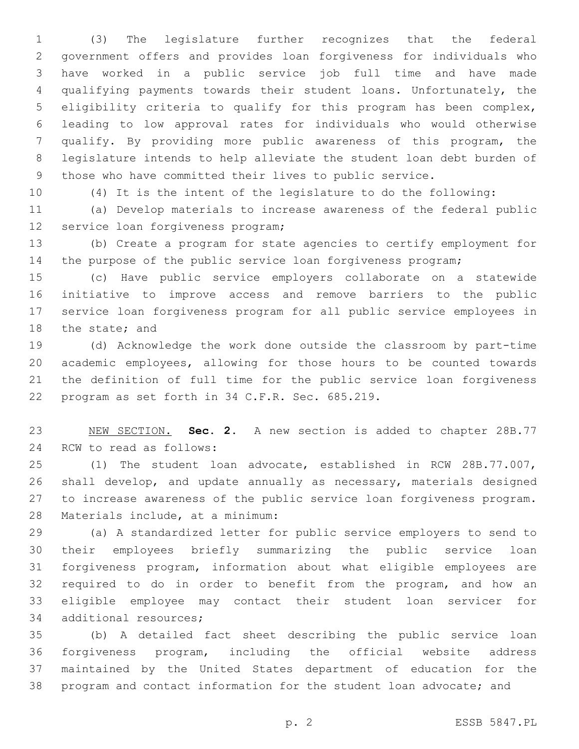(3) The legislature further recognizes that the federal government offers and provides loan forgiveness for individuals who have worked in a public service job full time and have made qualifying payments towards their student loans. Unfortunately, the eligibility criteria to qualify for this program has been complex, leading to low approval rates for individuals who would otherwise qualify. By providing more public awareness of this program, the legislature intends to help alleviate the student loan debt burden of those who have committed their lives to public service.

(4) It is the intent of the legislature to do the following:

(a) Develop materials to increase awareness of the federal public service loan forgiveness program;

(b) Create a program for state agencies to certify employment for the purpose of the public service loan forgiveness program;

(c) Have public service employers collaborate on a statewide initiative to improve access and remove barriers to the public service loan forgiveness program for all public service employees in the state; and

(d) Acknowledge the work done outside the classroom by part-time academic employees, allowing for those hours to be counted towards the definition of full time for the public service loan forgiveness program as set forth in 34 C.F.R. Sec. 685.219.

NEW SECTION. **Sec. 2.** A new section is added to chapter 28B.77 RCW to read as follows:

(1) The student loan advocate, established in RCW 28B.77.007, shall develop, and update annually as necessary, materials designed to increase awareness of the public service loan forgiveness program. Materials include, at a minimum:

(a) A standardized letter for public service employers to send to their employees briefly summarizing the public service loan forgiveness program, information about what eligible employees are required to do in order to benefit from the program, and how an eligible employee may contact their student loan servicer for additional resources;

(b) A detailed fact sheet describing the public service loan forgiveness program, including the official website address maintained by the United States department of education for the program and contact information for the student loan advocate; and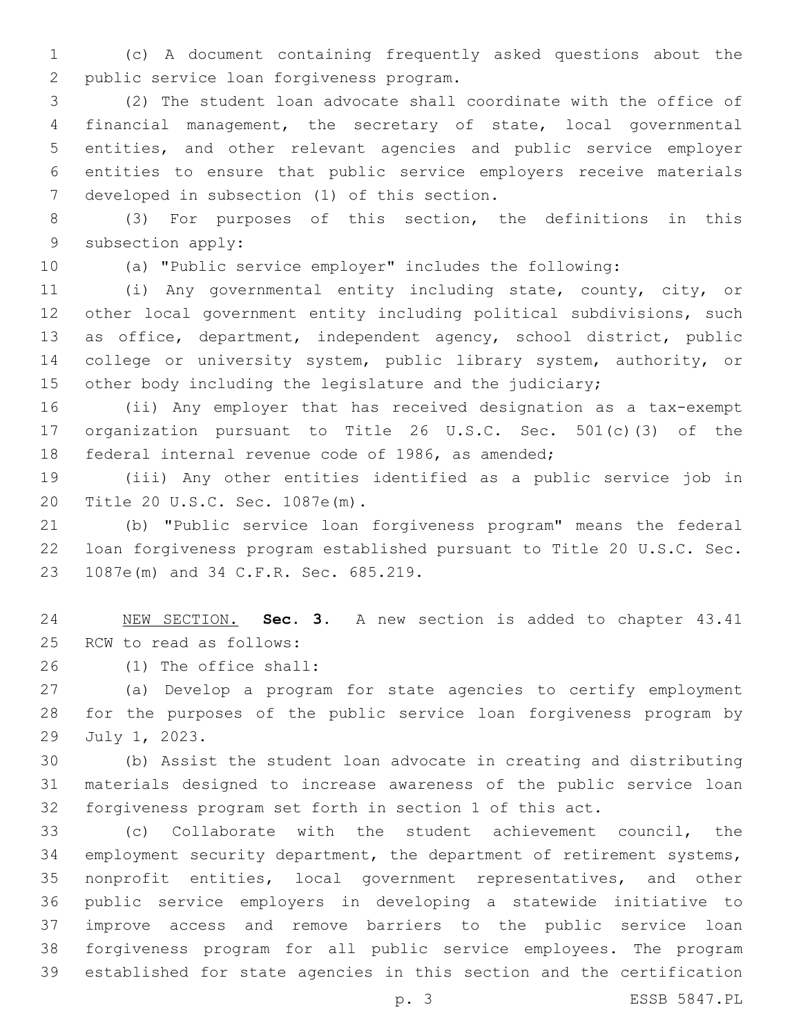(c) A document containing frequently asked questions about the public service loan forgiveness program.

(2) The student loan advocate shall coordinate with the office of financial management, the secretary of state, local governmental entities, and other relevant agencies and public service employer entities to ensure that public service employers receive materials developed in subsection (1) of this section.

(3) For purposes of this section, the definitions in this subsection apply:

(a) "Public service employer" includes the following:

(i) Any governmental entity including state, county, city, or other local government entity including political subdivisions, such as office, department, independent agency, school district, public college or university system, public library system, authority, or other body including the legislature and the judiciary;

(ii) Any employer that has received designation as a tax-exempt organization pursuant to Title 26 U.S.C. Sec. 501(c)(3) of the federal internal revenue code of 1986, as amended;

(iii) Any other entities identified as a public service job in Title 20 U.S.C. Sec. 1087e(m).

(b) "Public service loan forgiveness program" means the federal loan forgiveness program established pursuant to Title 20 U.S.C. Sec. 1087e(m) and 34 C.F.R. Sec. 685.219.

NEW SECTION. **Sec. 3.** A new section is added to chapter 43.41 RCW to read as follows:

(1) The office shall:

(a) Develop a program for state agencies to certify employment for the purposes of the public service loan forgiveness program by July 1, 2023.

(b) Assist the student loan advocate in creating and distributing materials designed to increase awareness of the public service loan forgiveness program set forth in section 1 of this act.

(c) Collaborate with the student achievement council, the employment security department, the department of retirement systems, nonprofit entities, local government representatives, and other public service employers in developing a statewide initiative to improve access and remove barriers to the public service loan forgiveness program for all public service employees. The program established for state agencies in this section and the certification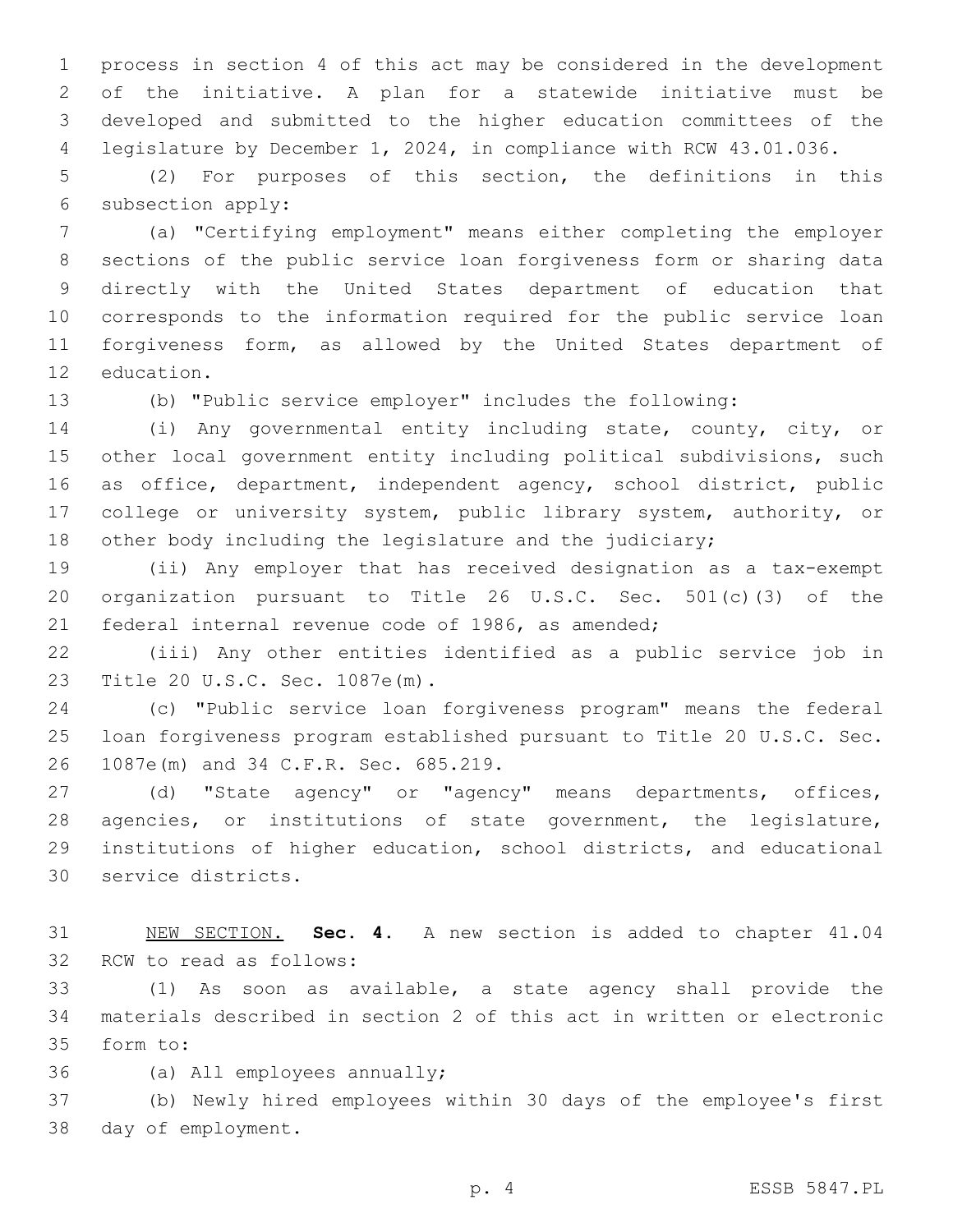process in section 4 of this act may be considered in the development of the initiative. A plan for a statewide initiative must be developed and submitted to the higher education committees of the legislature by December 1, 2024, in compliance with RCW 43.01.036.

(2) For purposes of this section, the definitions in this subsection apply:

(a) "Certifying employment" means either completing the employer sections of the public service loan forgiveness form or sharing data directly with the United States department of education that corresponds to the information required for the public service loan forgiveness form, as allowed by the United States department of education.

(b) "Public service employer" includes the following:

(i) Any governmental entity including state, county, city, or other local government entity including political subdivisions, such as office, department, independent agency, school district, public college or university system, public library system, authority, or other body including the legislature and the judiciary;

(ii) Any employer that has received designation as a tax-exempt organization pursuant to Title 26 U.S.C. Sec. 501(c)(3) of the federal internal revenue code of 1986, as amended;

(iii) Any other entities identified as a public service job in Title 20 U.S.C. Sec. 1087e(m).

(c) "Public service loan forgiveness program" means the federal loan forgiveness program established pursuant to Title 20 U.S.C. Sec. 1087e(m) and 34 C.F.R. Sec. 685.219.

(d) "State agency" or "agency" means departments, offices, agencies, or institutions of state government, the legislature, institutions of higher education, school districts, and educational service districts.

NEW SECTION. **Sec. 4.** A new section is added to chapter 41.04 RCW to read as follows:

(1) As soon as available, a state agency shall provide the materials described in section 2 of this act in written or electronic form to:

(a) All employees annually;

(b) Newly hired employees within 30 days of the employee's first day of employment.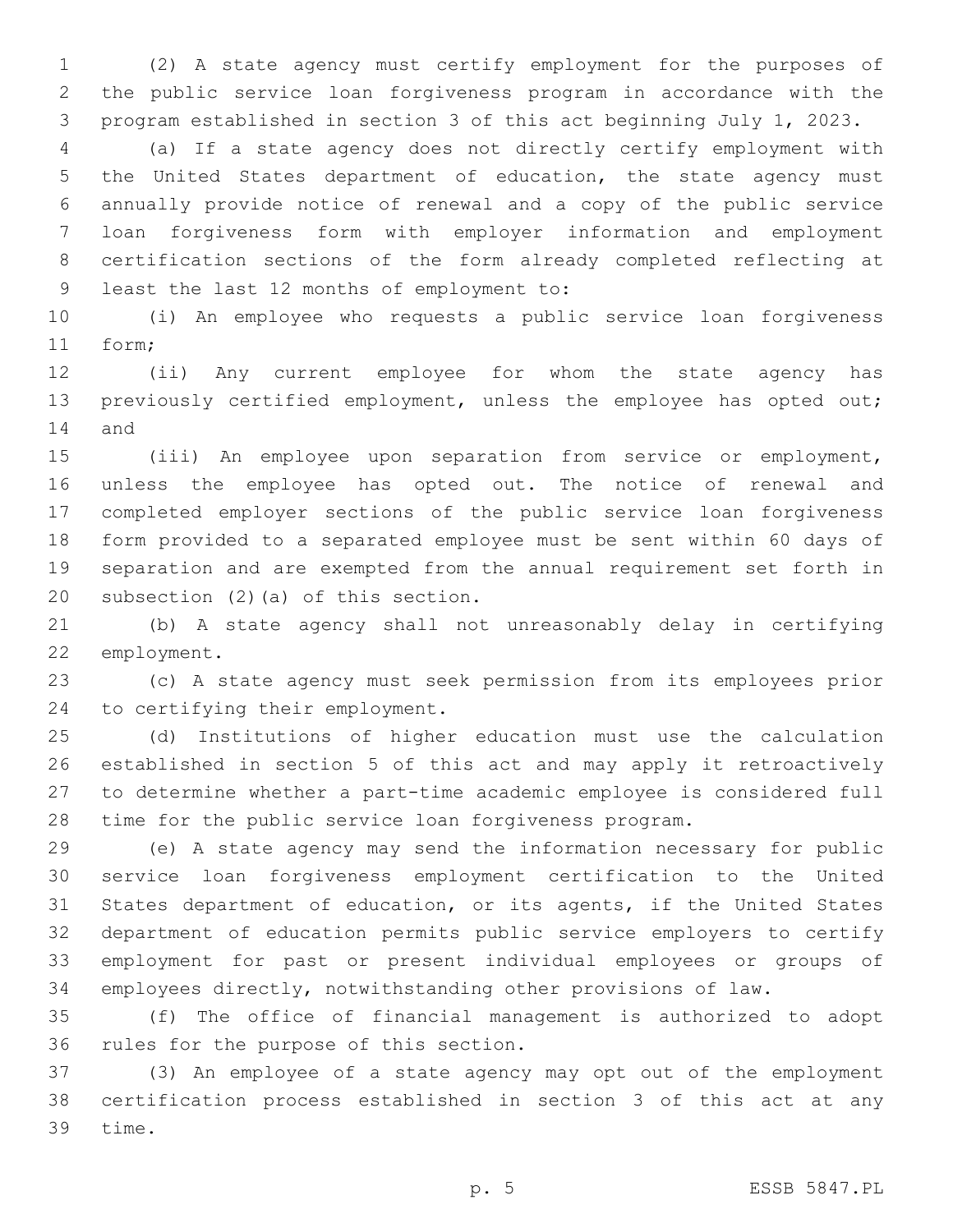(2) A state agency must certify employment for the purposes of the public service loan forgiveness program in accordance with the program established in section 3 of this act beginning July 1, 2023.

(a) If a state agency does not directly certify employment with the United States department of education, the state agency must annually provide notice of renewal and a copy of the public service loan forgiveness form with employer information and employment certification sections of the form already completed reflecting at least the last 12 months of employment to:

(i) An employee who requests a public service loan forgiveness form;

(ii) Any current employee for whom the state agency has previously certified employment, unless the employee has opted out; and

(iii) An employee upon separation from service or employment, unless the employee has opted out. The notice of renewal and completed employer sections of the public service loan forgiveness form provided to a separated employee must be sent within 60 days of separation and are exempted from the annual requirement set forth in subsection (2)(a) of this section.

(b) A state agency shall not unreasonably delay in certifying employment.

(c) A state agency must seek permission from its employees prior to certifying their employment.

(d) Institutions of higher education must use the calculation established in section 5 of this act and may apply it retroactively to determine whether a part-time academic employee is considered full time for the public service loan forgiveness program.

(e) A state agency may send the information necessary for public service loan forgiveness employment certification to the United States department of education, or its agents, if the United States department of education permits public service employers to certify employment for past or present individual employees or groups of employees directly, notwithstanding other provisions of law.

(f) The office of financial management is authorized to adopt rules for the purpose of this section.

(3) An employee of a state agency may opt out of the employment certification process established in section 3 of this act at any time.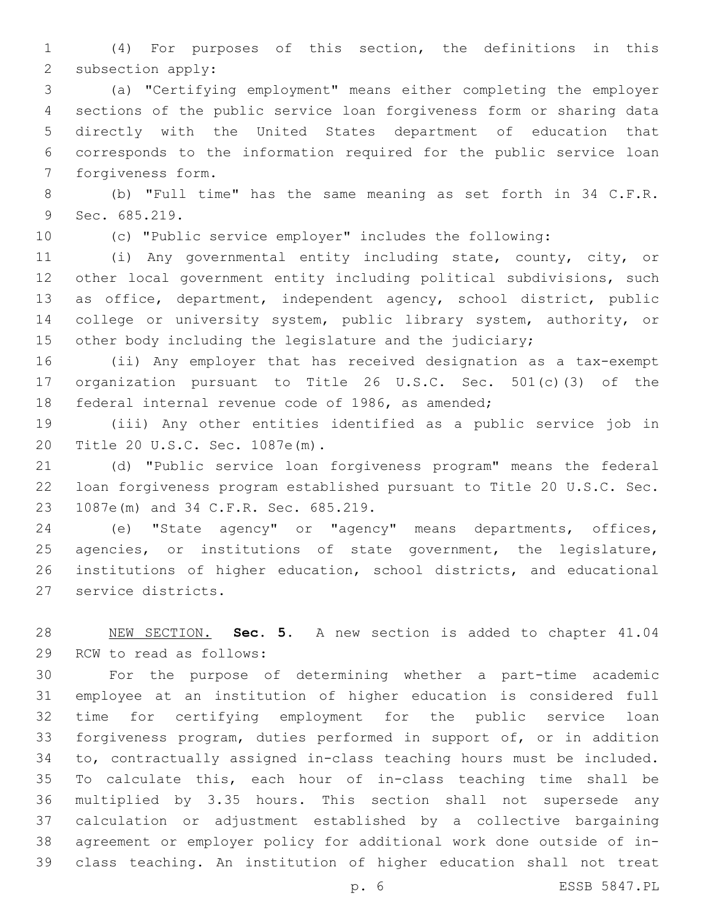(4) For purposes of this section, the definitions in this subsection apply:

(a) "Certifying employment" means either completing the employer sections of the public service loan forgiveness form or sharing data directly with the United States department of education that corresponds to the information required for the public service loan forgiveness form.

(b) "Full time" has the same meaning as set forth in 34 C.F.R. Sec. 685.219.

(c) "Public service employer" includes the following:

(i) Any governmental entity including state, county, city, or other local government entity including political subdivisions, such as office, department, independent agency, school district, public college or university system, public library system, authority, or other body including the legislature and the judiciary;

(ii) Any employer that has received designation as a tax-exempt organization pursuant to Title 26 U.S.C. Sec. 501(c)(3) of the federal internal revenue code of 1986, as amended;

(iii) Any other entities identified as a public service job in Title 20 U.S.C. Sec. 1087e(m).

(d) "Public service loan forgiveness program" means the federal loan forgiveness program established pursuant to Title 20 U.S.C. Sec. 1087e(m) and 34 C.F.R. Sec. 685.219.

(e) "State agency" or "agency" means departments, offices, agencies, or institutions of state government, the legislature, institutions of higher education, school districts, and educational service districts.

NEW SECTION. **Sec. 5.** A new section is added to chapter 41.04 RCW to read as follows:

For the purpose of determining whether a part-time academic employee at an institution of higher education is considered full time for certifying employment for the public service loan forgiveness program, duties performed in support of, or in addition to, contractually assigned in-class teaching hours must be included. To calculate this, each hour of in-class teaching time shall be multiplied by 3.35 hours. This section shall not supersede any calculation or adjustment established by a collective bargaining agreement or employer policy for additional work done outside of in-class teaching. An institution of higher education shall not treat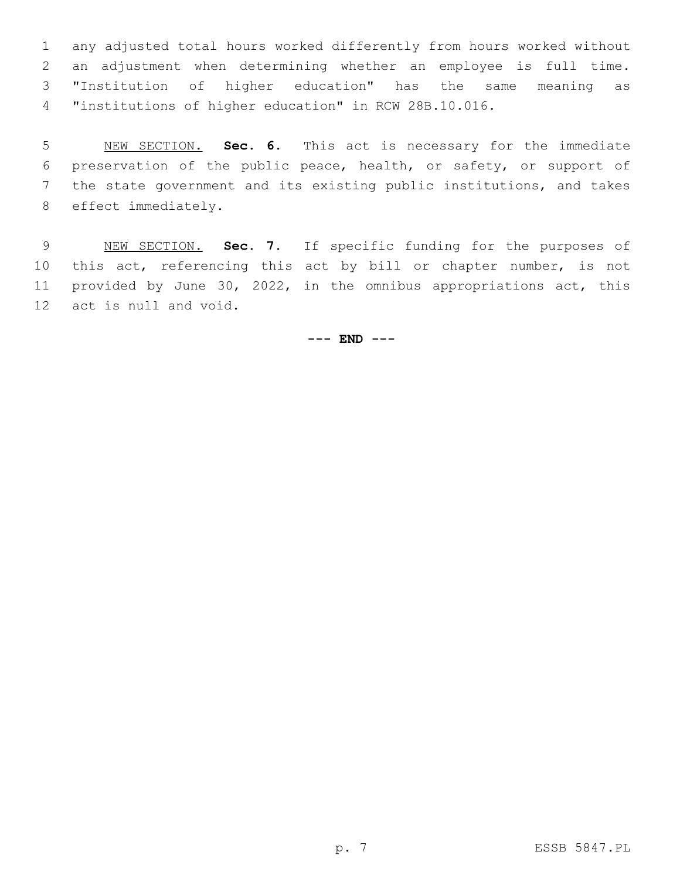any adjusted total hours worked differently from hours worked without an adjustment when determining whether an employee is full time. "Institution of higher education" has the same meaning as "institutions of higher education" in RCW 28B.10.016.

NEW SECTION. **Sec. 6.** This act is necessary for the immediate preservation of the public peace, health, or safety, or support of the state government and its existing public institutions, and takes effect immediately.

NEW SECTION. **Sec. 7.** If specific funding for the purposes of this act, referencing this act by bill or chapter number, is not provided by June 30, 2022, in the omnibus appropriations act, this act is null and void.

**--- END ---**